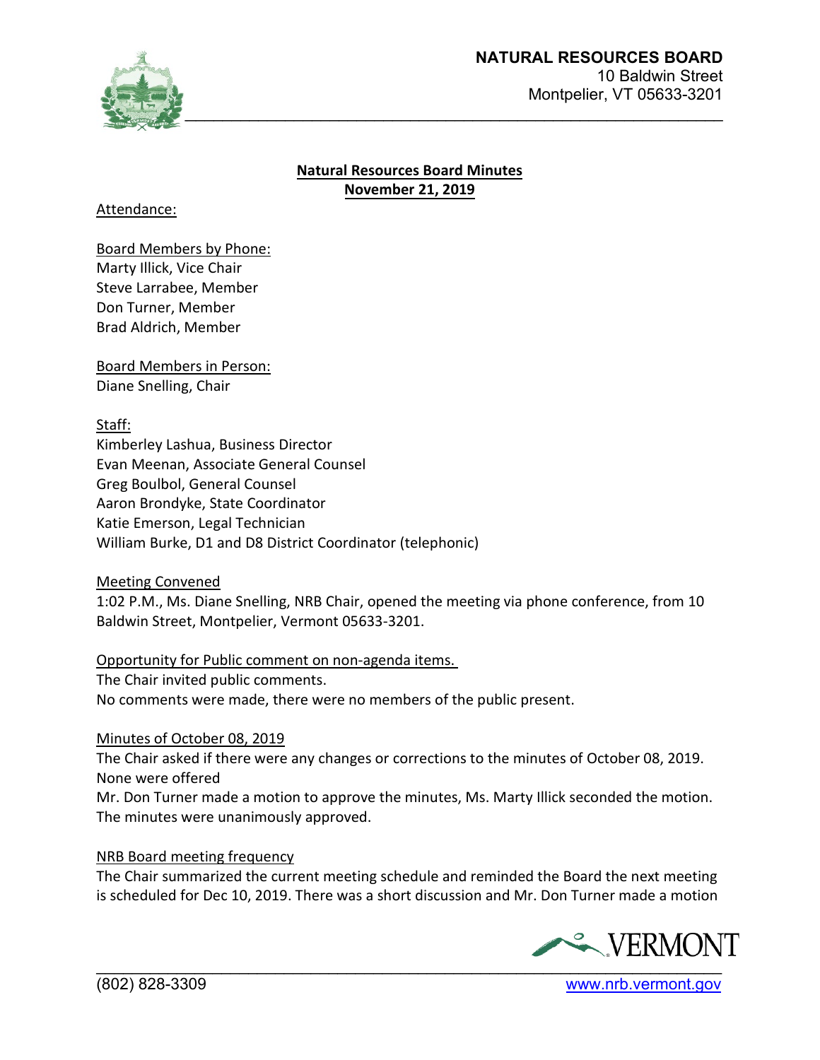**NATURAL RESOURCES BOARD**
10 Baldwin Street
Montpelier, VT 05633-3201

# Natural Resources Board Minutes
## November 21, 2019

Attendance:

Board Members by Phone:
Marty Illick, Vice Chair
Steve Larrabee, Member
Don Turner, Member
Brad Aldrich, Member

Board Members in Person:
Diane Snelling, Chair

Staff:
Kimberley Lashua, Business Director
Evan Meenan, Associate General Counsel
Greg Boulbol, General Counsel
Aaron Brondyke, State Coordinator
Katie Emerson, Legal Technician
William Burke, D1 and D8 District Coordinator (telephonic)

Meeting Convened
1:02 P.M., Ms. Diane Snelling, NRB Chair, opened the meeting via phone conference, from 10 Baldwin Street, Montpelier, Vermont 05633-3201.

Opportunity for Public comment on non-agenda items.
The Chair invited public comments.
No comments were made, there were no members of the public present.

Minutes of October 08, 2019
The Chair asked if there were any changes or corrections to the minutes of October 08, 2019. None were offered
Mr. Don Turner made a motion to approve the minutes, Ms. Marty Illick seconded the motion. The minutes were unanimously approved.

NRB Board meeting frequency
The Chair summarized the current meeting schedule and reminded the Board the next meeting is scheduled for Dec 10, 2019. There was a short discussion and Mr. Don Turner made a motion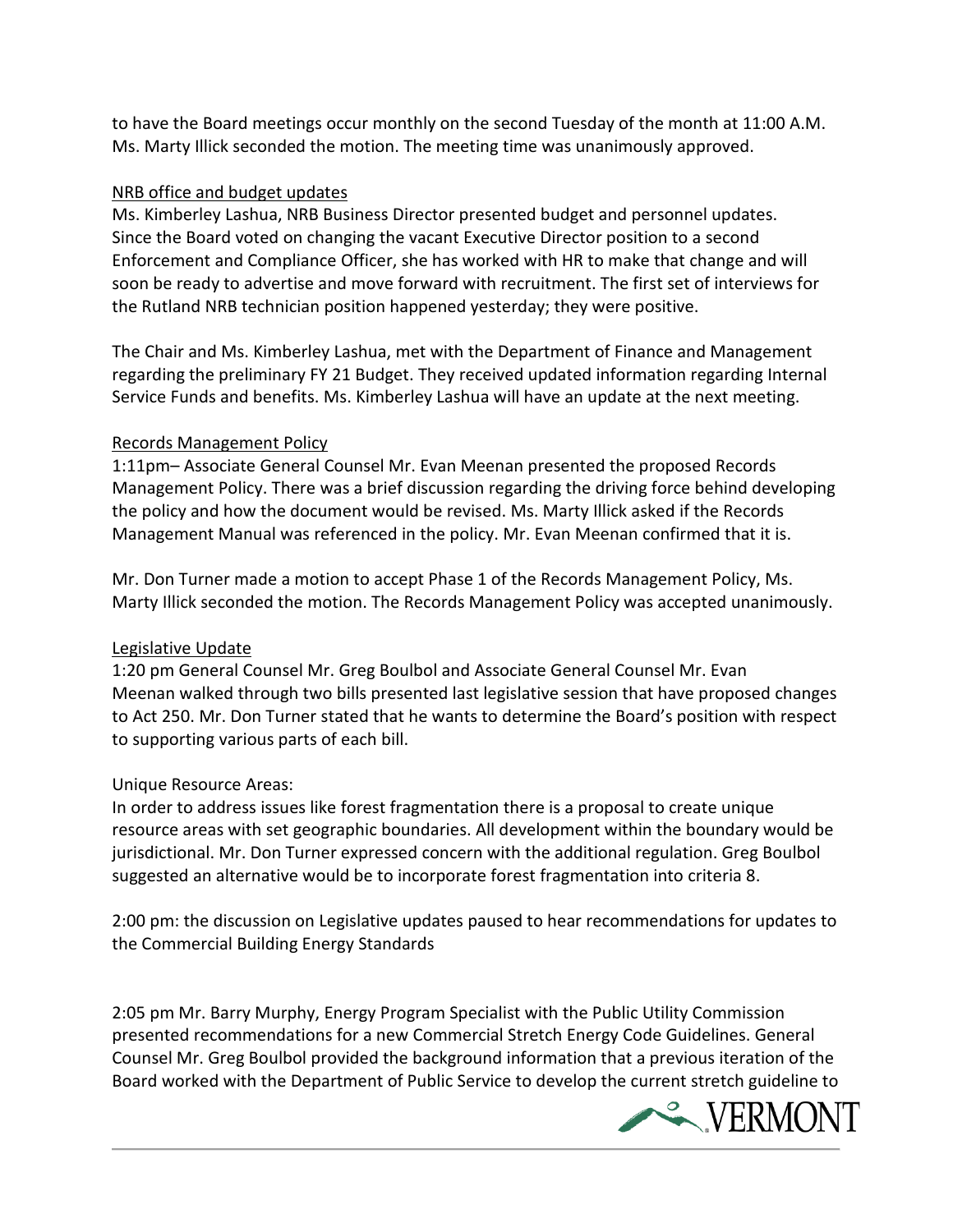to have the Board meetings occur monthly on the second Tuesday of the month at 11:00 A.M. Ms. Marty Illick seconded the motion. The meeting time was unanimously approved.

<u>NRB office and budget updates</u>

Ms. Kimberley Lashua, NRB Business Director presented budget and personnel updates. Since the Board voted on changing the vacant Executive Director position to a second Enforcement and Compliance Officer, she has worked with HR to make that change and will soon be ready to advertise and move forward with recruitment. The first set of interviews for the Rutland NRB technician position happened yesterday; they were positive.

The Chair and Ms. Kimberley Lashua, met with the Department of Finance and Management regarding the preliminary FY 21 Budget. They received updated information regarding Internal Service Funds and benefits. Ms. Kimberley Lashua will have an update at the next meeting.

<u>Records Management Policy</u>

1:11pm– Associate General Counsel Mr. Evan Meenan presented the proposed Records Management Policy. There was a brief discussion regarding the driving force behind developing the policy and how the document would be revised. Ms. Marty Illick asked if the Records Management Manual was referenced in the policy. Mr. Evan Meenan confirmed that it is.

Mr. Don Turner made a motion to accept Phase 1 of the Records Management Policy, Ms. Marty Illick seconded the motion. The Records Management Policy was accepted unanimously.

<u>Legislative Update</u>

1:20 pm General Counsel Mr. Greg Boulbol and Associate General Counsel Mr. Evan Meenan walked through two bills presented last legislative session that have proposed changes to Act 250. Mr. Don Turner stated that he wants to determine the Board's position with respect to supporting various parts of each bill.

Unique Resource Areas:

In order to address issues like forest fragmentation there is a proposal to create unique resource areas with set geographic boundaries. All development within the boundary would be jurisdictional. Mr. Don Turner expressed concern with the additional regulation. Greg Boulbol suggested an alternative would be to incorporate forest fragmentation into criteria 8.

2:00 pm: the discussion on Legislative updates paused to hear recommendations for updates to the Commercial Building Energy Standards

2:05 pm Mr. Barry Murphy, Energy Program Specialist with the Public Utility Commission presented recommendations for a new Commercial Stretch Energy Code Guidelines. General Counsel Mr. Greg Boulbol provided the background information that a previous iteration of the Board worked with the Department of Public Service to develop the current stretch guideline to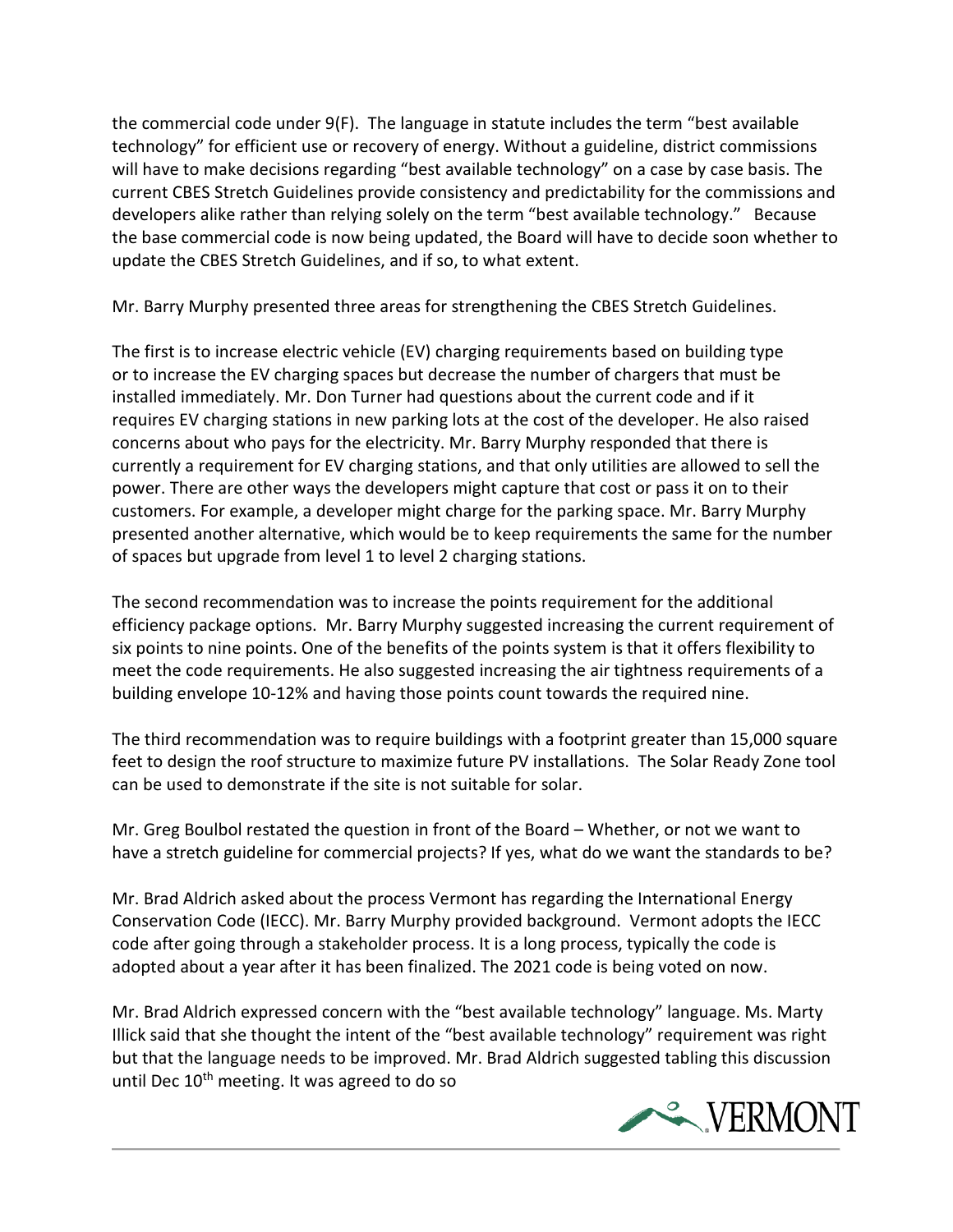the commercial code under 9(F). The language in statute includes the term "best available technology" for efficient use or recovery of energy. Without a guideline, district commissions will have to make decisions regarding "best available technology" on a case by case basis. The current CBES Stretch Guidelines provide consistency and predictability for the commissions and developers alike rather than relying solely on the term "best available technology." Because the base commercial code is now being updated, the Board will have to decide soon whether to update the CBES Stretch Guidelines, and if so, to what extent.

Mr. Barry Murphy presented three areas for strengthening the CBES Stretch Guidelines.

The first is to increase electric vehicle (EV) charging requirements based on building type or to increase the EV charging spaces but decrease the number of chargers that must be installed immediately. Mr. Don Turner had questions about the current code and if it requires EV charging stations in new parking lots at the cost of the developer. He also raised concerns about who pays for the electricity. Mr. Barry Murphy responded that there is currently a requirement for EV charging stations, and that only utilities are allowed to sell the power. There are other ways the developers might capture that cost or pass it on to their customers. For example, a developer might charge for the parking space. Mr. Barry Murphy presented another alternative, which would be to keep requirements the same for the number of spaces but upgrade from level 1 to level 2 charging stations.

The second recommendation was to increase the points requirement for the additional efficiency package options. Mr. Barry Murphy suggested increasing the current requirement of six points to nine points. One of the benefits of the points system is that it offers flexibility to meet the code requirements. He also suggested increasing the air tightness requirements of a building envelope 10-12% and having those points count towards the required nine.

The third recommendation was to require buildings with a footprint greater than 15,000 square feet to design the roof structure to maximize future PV installations. The Solar Ready Zone tool can be used to demonstrate if the site is not suitable for solar.

Mr. Greg Boulbol restated the question in front of the Board – Whether, or not we want to have a stretch guideline for commercial projects? If yes, what do we want the standards to be?

Mr. Brad Aldrich asked about the process Vermont has regarding the International Energy Conservation Code (IECC). Mr. Barry Murphy provided background. Vermont adopts the IECC code after going through a stakeholder process. It is a long process, typically the code is adopted about a year after it has been finalized. The 2021 code is being voted on now.

Mr. Brad Aldrich expressed concern with the "best available technology" language. Ms. Marty Illick said that she thought the intent of the "best available technology" requirement was right but that the language needs to be improved. Mr. Brad Aldrich suggested tabling this discussion until Dec 10th meeting. It was agreed to do so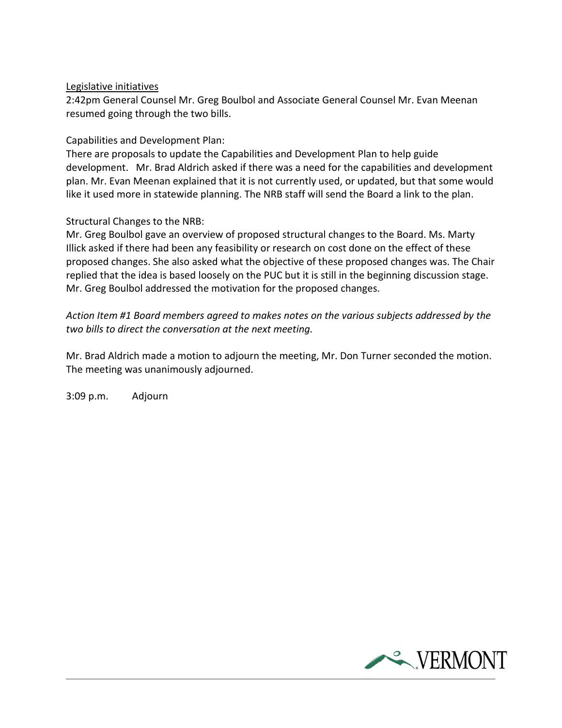Legislative initiatives

2:42pm General Counsel Mr. Greg Boulbol and Associate General Counsel Mr. Evan Meenan resumed going through the two bills.

Capabilities and Development Plan:

There are proposals to update the Capabilities and Development Plan to help guide development. Mr. Brad Aldrich asked if there was a need for the capabilities and development plan. Mr. Evan Meenan explained that it is not currently used, or updated, but that some would like it used more in statewide planning. The NRB staff will send the Board a link to the plan.

Structural Changes to the NRB:

Mr. Greg Boulbol gave an overview of proposed structural changes to the Board. Ms. Marty Illick asked if there had been any feasibility or research on cost done on the effect of these proposed changes. She also asked what the objective of these proposed changes was. The Chair replied that the idea is based loosely on the PUC but it is still in the beginning discussion stage. Mr. Greg Boulbol addressed the motivation for the proposed changes.

*Action Item #1 Board members agreed to makes notes on the various subjects addressed by the two bills to direct the conversation at the next meeting.*

Mr. Brad Aldrich made a motion to adjourn the meeting, Mr. Don Turner seconded the motion. The meeting was unanimously adjourned.

3:09 p.m. Adjourn